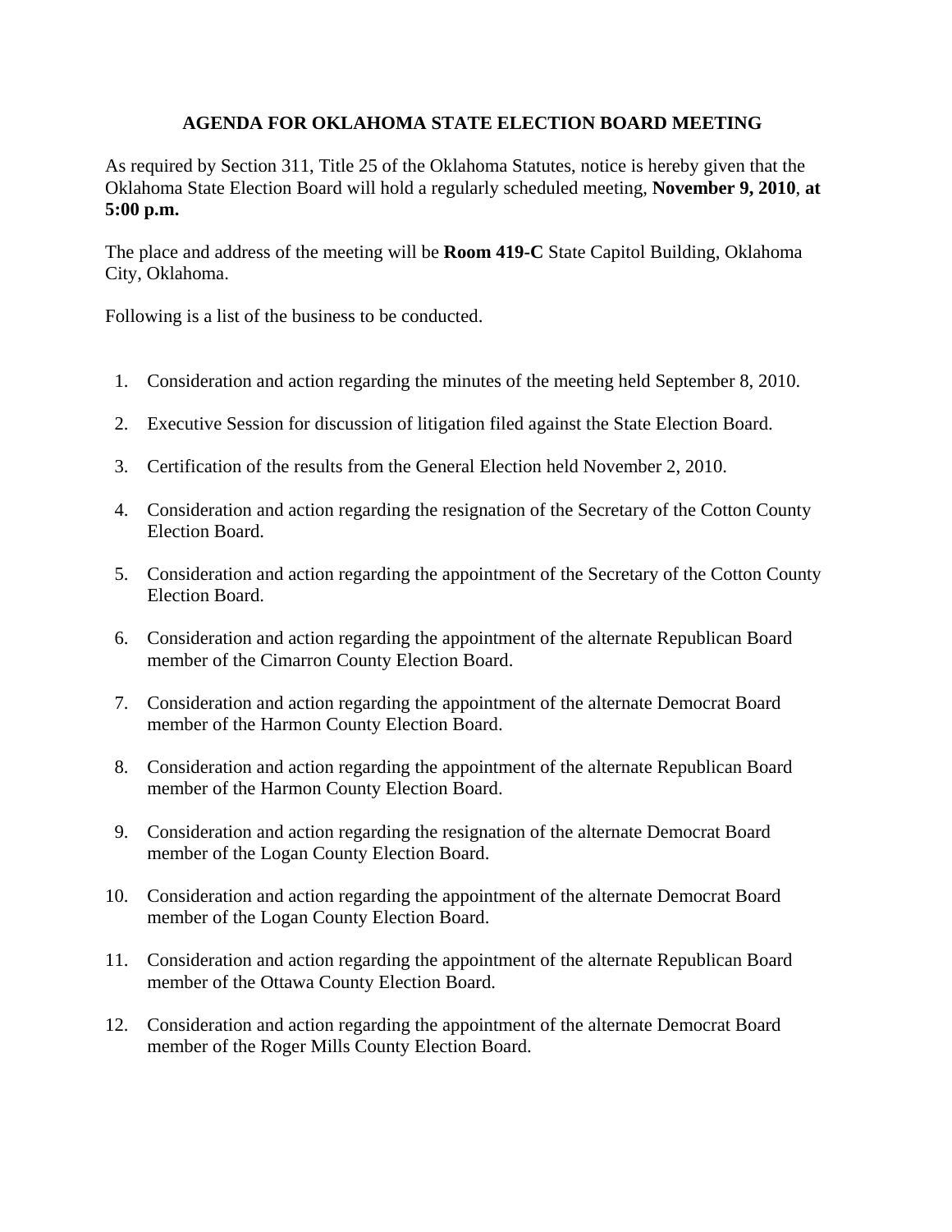# AGENDA FOR OKLAHOMA STATE ELECTION BOARD MEETING

As required by Section 311, Title 25 of the Oklahoma Statutes, notice is hereby given that the Oklahoma State Election Board will hold a regularly scheduled meeting, **November 9, 2010**, **at 5:00 p.m.**

The place and address of the meeting will be **Room 419-C** State Capitol Building, Oklahoma City, Oklahoma.

Following is a list of the business to be conducted.

1. Consideration and action regarding the minutes of the meeting held September 8, 2010.
2. Executive Session for discussion of litigation filed against the State Election Board.
3. Certification of the results from the General Election held November 2, 2010.
4. Consideration and action regarding the resignation of the Secretary of the Cotton County Election Board.
5. Consideration and action regarding the appointment of the Secretary of the Cotton County Election Board.
6. Consideration and action regarding the appointment of the alternate Republican Board member of the Cimarron County Election Board.
7. Consideration and action regarding the appointment of the alternate Democrat Board member of the Harmon County Election Board.
8. Consideration and action regarding the appointment of the alternate Republican Board member of the Harmon County Election Board.
9. Consideration and action regarding the resignation of the alternate Democrat Board member of the Logan County Election Board.
10. Consideration and action regarding the appointment of the alternate Democrat Board member of the Logan County Election Board.
11. Consideration and action regarding the appointment of the alternate Republican Board member of the Ottawa County Election Board.
12. Consideration and action regarding the appointment of the alternate Democrat Board member of the Roger Mills County Election Board.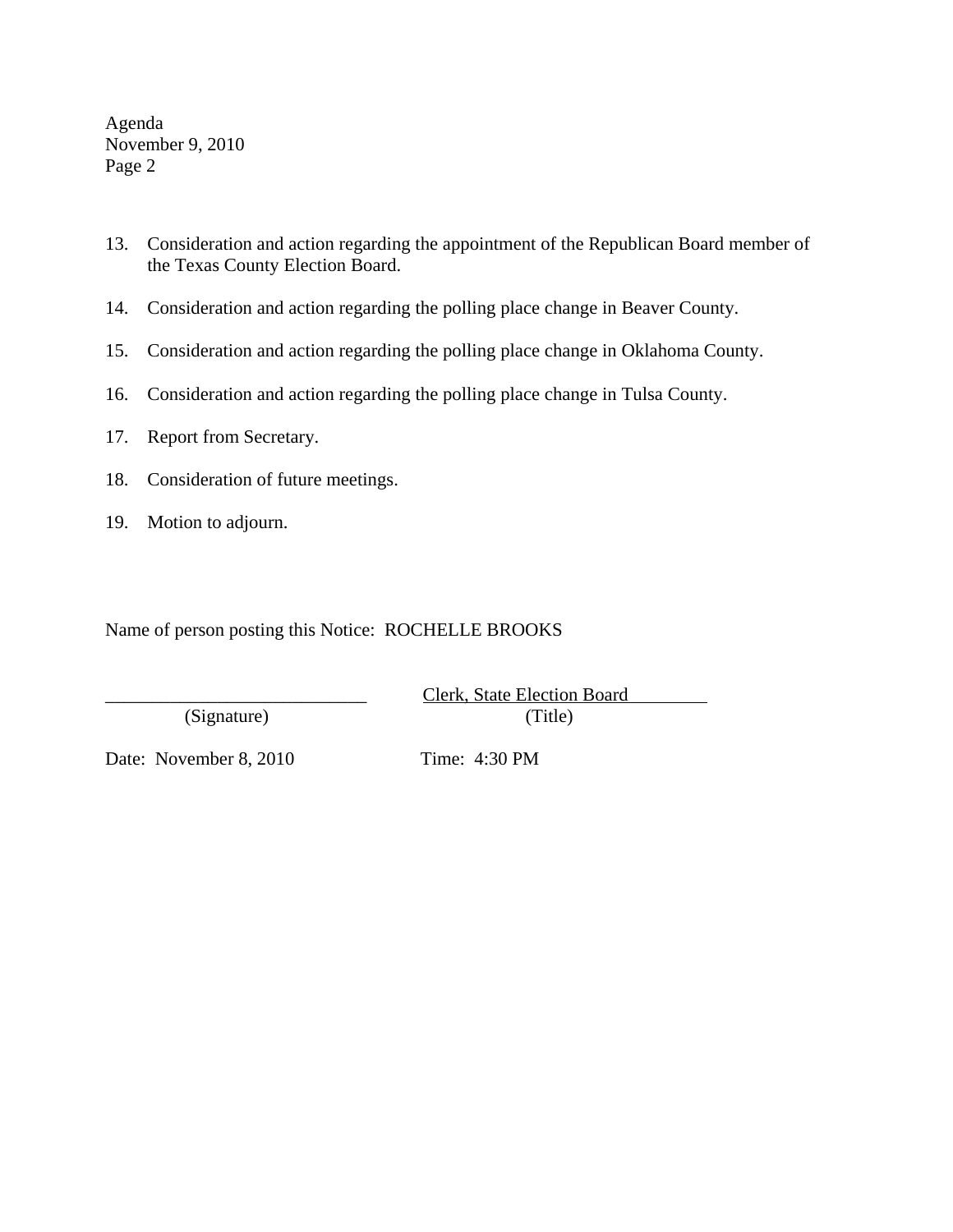Agenda
November 9, 2010
Page 2

13. Consideration and action regarding the appointment of the Republican Board member of the Texas County Election Board.

14. Consideration and action regarding the polling place change in Beaver County.

15. Consideration and action regarding the polling place change in Oklahoma County.

16. Consideration and action regarding the polling place change in Tulsa County.

17. Report from Secretary.

18. Consideration of future meetings.

19. Motion to adjourn.

Name of person posting this Notice: ROCHELLE BROOKS

_____________________________ Clerk, State Election Board
(Signature) (Title)

Date: November 8, 2010 Time: 4:30 PM